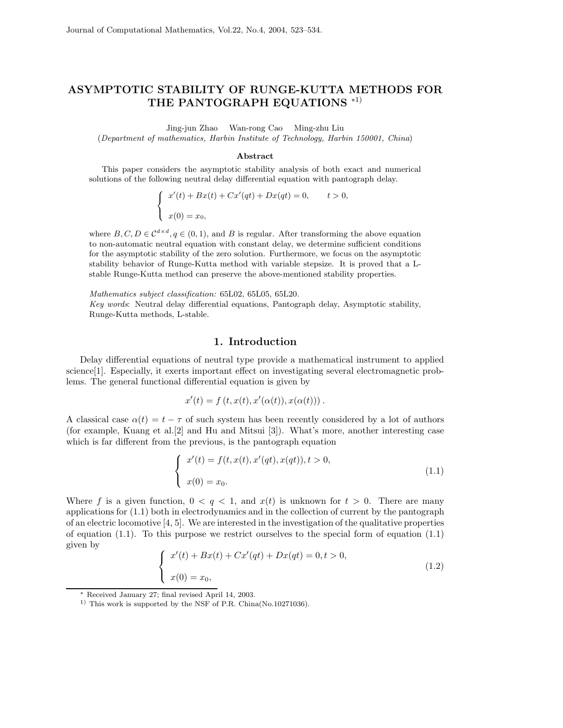# ASYMPTOTIC STABILITY OF RUNGE-KUTTA METHODS FOR THE PANTOGRAPH EQUATIONS *1)

Jing-jun Zhao Wan-rong Cao Ming-zhu Liu

(*Department of mathematics, Harbin Institute of Technology, Harbin 150001, China*)

### Abstract

This paper considers the asymptotic stability analysis of both exact and numerical solutions of the following neutral delay differential equation with pantograph delay.

$$\begin{cases} x'(t) + Bx(t) + Cx'(qt) + Dx(qt) = 0, & t > 0, \\ x(0) = x_0, \end{cases}$$

where $B, C, D \in \mathcal{C}^{d\times d}, q \in (0,1)$, and $B$ is regular. After transforming the above equation to non-automatic neutral equation with constant delay, we determine sufficient conditions for the asymptotic stability of the zero solution. Furthermore, we focus on the asymptotic stability behavior of Runge-Kutta method with variable stepsize. It is proved that a L-stable Runge-Kutta method can preserve the above-mentioned stability properties.

*Mathematics subject classification:* 65L02, 65L05, 65L20.

*Key words*: Neutral delay differential equations, Pantograph delay, Asymptotic stability, Runge-Kutta methods, L-stable.

## 1. Introduction

Delay differential equations of neutral type provide a mathematical instrument to applied science[1]. Especially, it exerts important effect on investigating several electromagnetic problems. The general functional differential equation is given by

$$x'(t) = f\left(t, x(t), x'(\alpha(t)), x(\alpha(t))\right).$$

A classical case $\alpha(t) = t - \tau$ of such system has been recently considered by a lot of authors (for example, Kuang et al.[2] and Hu and Mitsui [3]). What's more, another interesting case which is far different from the previous, is the pantograph equation

$$\begin{cases} x'(t) = f(t, x(t), x'(qt), x(qt)), t > 0, \\ x(0) = x_0. \end{cases} \tag{1.1}$$

Where $f$ is a given function, $0 < q < 1$, and $x(t)$ is unknown for $t > 0$. There are many applications for (1.1) both in electrodynamics and in the collection of current by the pantograph of an electric locomotive [4, 5]. We are interested in the investigation of the qualitative properties of equation (1.1). To this purpose we restrict ourselves to the special form of equation (1.1) given by

$$\begin{cases} x'(t) + Bx(t) + Cx'(qt) + Dx(qt) = 0, t > 0, \\ x(0) = x_0, \end{cases} \tag{1.2}$$

* Received January 27; final revised April 14, 2003.

1) This work is supported by the NSF of P.R. China(No.10271036).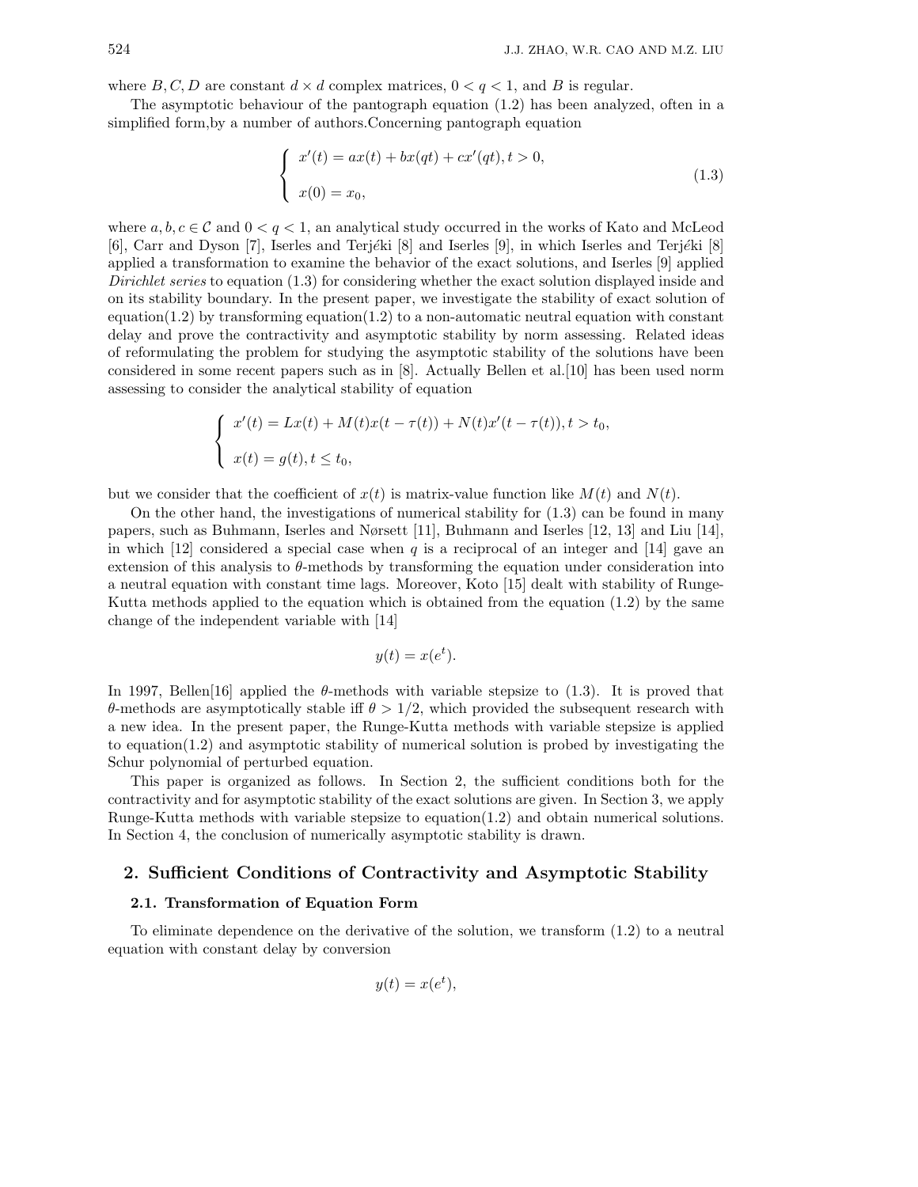where $B, C, D$ are constant $d \times d$ complex matrices, $0 < q < 1$, and $B$ is regular.

The asymptotic behaviour of the pantograph equation (1.2) has been analyzed, often in a simplified form,by a number of authors.Concerning pantograph equation

$$
\begin{cases} x'(t) = ax(t) + bx(qt) + cx'(qt), t > 0, \\ x(0) = x_0, \end{cases} \tag{1.3}
$$

where $a, b, c \in \mathcal{C}$ and $0 < q < 1$, an analytical study occurred in the works of Kato and McLeod [6], Carr and Dyson [7], Iserles and Terjéki [8] and Iserles [9], in which Iserles and Terjéki [8] applied a transformation to examine the behavior of the exact solutions, and Iserles [9] applied *Dirichlet series* to equation (1.3) for considering whether the exact solution displayed inside and on its stability boundary. In the present paper, we investigate the stability of exact solution of equation(1.2) by transforming equation(1.2) to a non-automatic neutral equation with constant delay and prove the contractivity and asymptotic stability by norm assessing. Related ideas of reformulating the problem for studying the asymptotic stability of the solutions have been considered in some recent papers such as in [8]. Actually Bellen et al.[10] has been used norm assessing to consider the analytical stability of equation

$$
\begin{cases} x'(t) = Lx(t) + M(t)x(t - \tau(t)) + N(t)x'(t - \tau(t)), t > t_0, \\ x(t) = g(t), t \le t_0, \end{cases}
$$

but we consider that the coefficient of $x(t)$ is matrix-value function like $M(t)$ and $N(t)$.

On the other hand, the investigations of numerical stability for (1.3) can be found in many papers, such as Buhmann, Iserles and Nørsett [11], Buhmann and Iserles [12, 13] and Liu [14], in which [12] considered a special case when $q$ is a reciprocal of an integer and [14] gave an extension of this analysis to $\theta$-methods by transforming the equation under consideration into a neutral equation with constant time lags. Moreover, Koto [15] dealt with stability of Runge-Kutta methods applied to the equation which is obtained from the equation (1.2) by the same change of the independent variable with [14]

$$
y(t) = x(e^t).
$$

In 1997, Bellen[16] applied the $\theta$-methods with variable stepsize to (1.3). It is proved that $\theta$-methods are asymptotically stable iff $\theta > 1/2$, which provided the subsequent research with a new idea. In the present paper, the Runge-Kutta methods with variable stepsize is applied to equation(1.2) and asymptotic stability of numerical solution is probed by investigating the Schur polynomial of perturbed equation.

This paper is organized as follows. In Section 2, the sufficient conditions both for the contractivity and for asymptotic stability of the exact solutions are given. In Section 3, we apply Runge-Kutta methods with variable stepsize to equation(1.2) and obtain numerical solutions. In Section 4, the conclusion of numerically asymptotic stability is drawn.

## 2. Sufficient Conditions of Contractivity and Asymptotic Stability

### 2.1. Transformation of Equation Form

To eliminate dependence on the derivative of the solution, we transform (1.2) to a neutral equation with constant delay by conversion

$$
y(t) = x(e^t),
$$